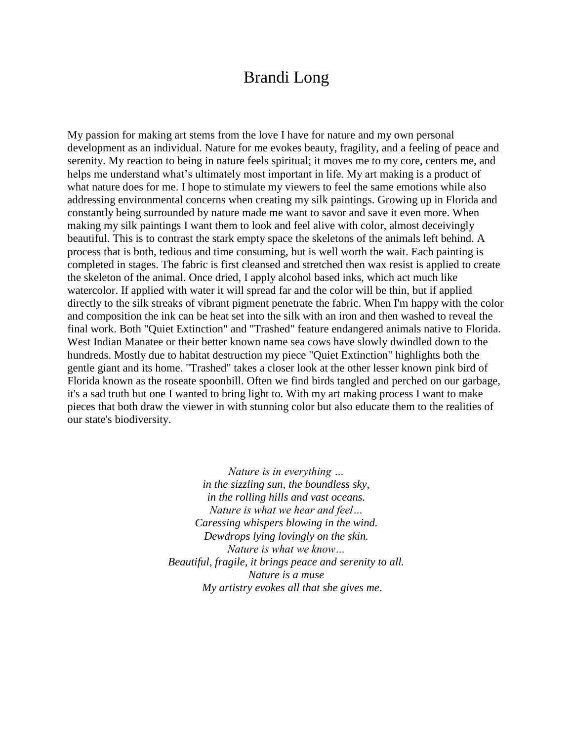# Brandi Long

My passion for making art stems from the love I have for nature and my own personal development as an individual. Nature for me evokes beauty, fragility, and a feeling of peace and serenity. My reaction to being in nature feels spiritual; it moves me to my core, centers me, and helps me understand what's ultimately most important in life. My art making is a product of what nature does for me. I hope to stimulate my viewers to feel the same emotions while also addressing environmental concerns when creating my silk paintings. Growing up in Florida and constantly being surrounded by nature made me want to savor and save it even more. When making my silk paintings I want them to look and feel alive with color, almost deceivingly beautiful. This is to contrast the stark empty space the skeletons of the animals left behind. A process that is both, tedious and time consuming, but is well worth the wait. Each painting is completed in stages. The fabric is first cleansed and stretched then wax resist is applied to create the skeleton of the animal. Once dried, I apply alcohol based inks, which act much like watercolor. If applied with water it will spread far and the color will be thin, but if applied directly to the silk streaks of vibrant pigment penetrate the fabric. When I'm happy with the color and composition the ink can be heat set into the silk with an iron and then washed to reveal the final work. Both "Quiet Extinction" and "Trashed" feature endangered animals native to Florida. West Indian Manatee or their better known name sea cows have slowly dwindled down to the hundreds. Mostly due to habitat destruction my piece "Quiet Extinction" highlights both the gentle giant and its home. "Trashed" takes a closer look at the other lesser known pink bird of Florida known as the roseate spoonbill. Often we find birds tangled and perched on our garbage, it's a sad truth but one I wanted to bring light to. With my art making process I want to make pieces that both draw the viewer in with stunning color but also educate them to the realities of our state's biodiversity.

*Nature is in everything …*
*in the sizzling sun, the boundless sky,*
*in the rolling hills and vast oceans.*
*Nature is what we hear and feel…*
*Caressing whispers blowing in the wind.*
*Dewdrops lying lovingly on the skin.*
*Nature is what we know…*
*Beautiful, fragile, it brings peace and serenity to all.*
*Nature is a muse*
*My artistry evokes all that she gives me.*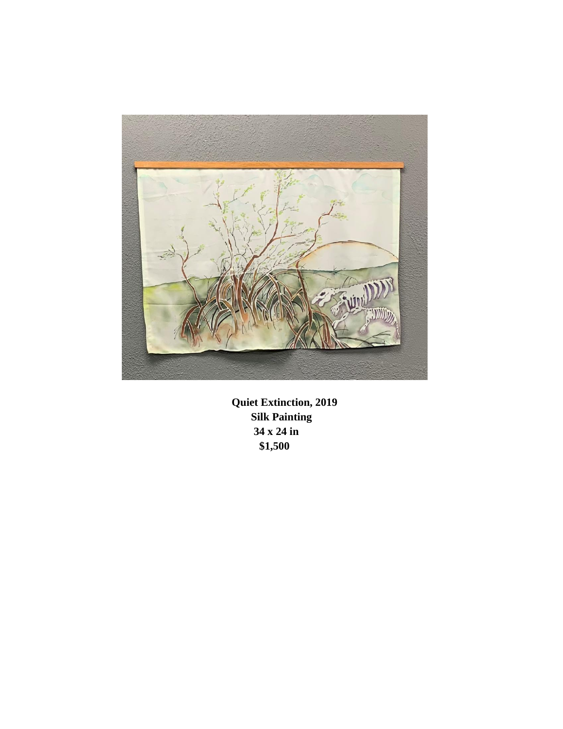**Quiet Extinction, 2019**
**Silk Painting**
**34 x 24 in**
**$1,500**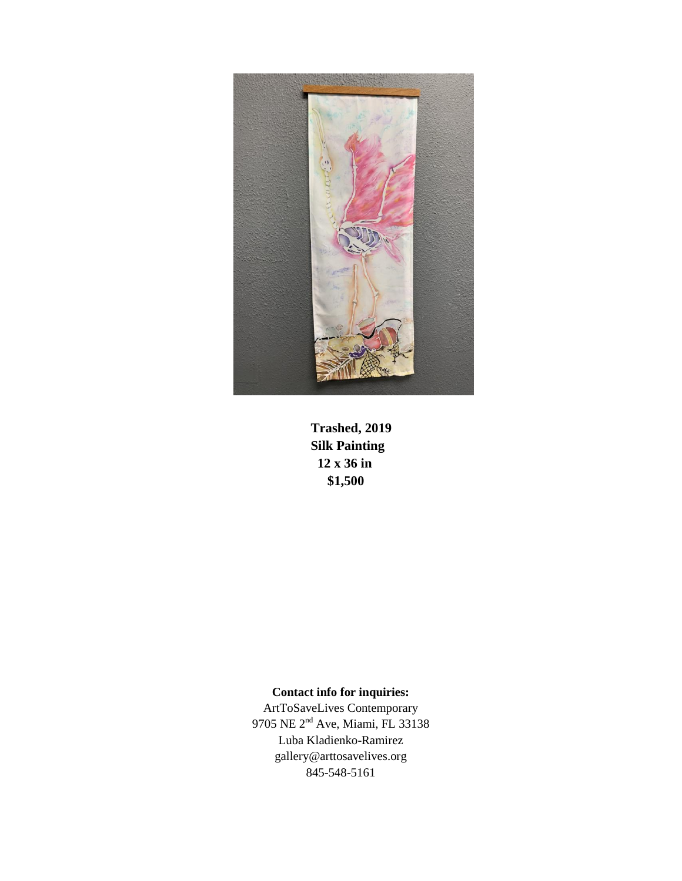**Trashed, 2019**
**Silk Painting**
**12 x 36 in**
**$1,500**

**Contact info for inquiries:**

ArtToSaveLives Contemporary
9705 NE 2nd Ave, Miami, FL 33138
Luba Kladienko-Ramirez
gallery@arttosavelives.org
845-548-5161